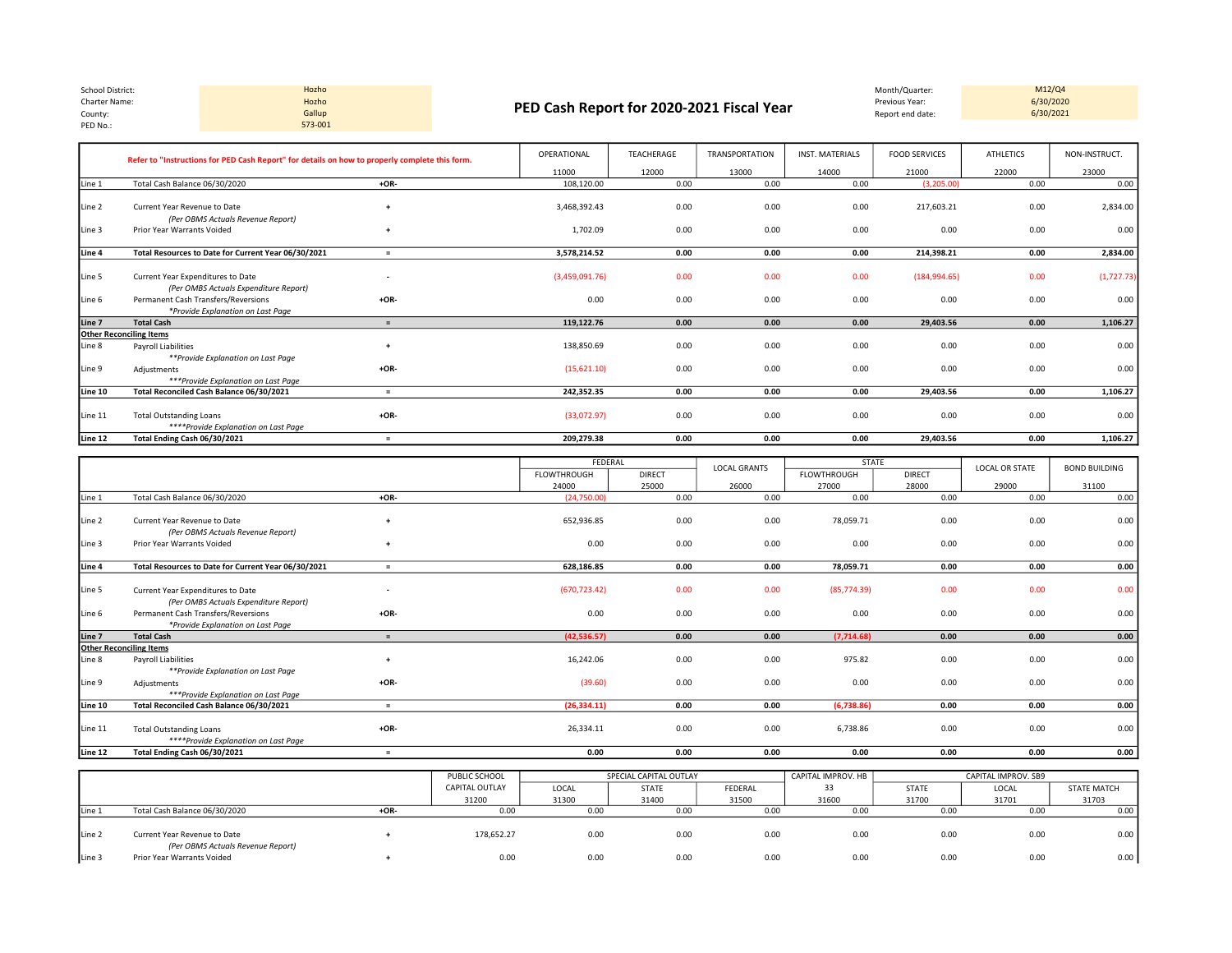| School District: | Hozho |
|---|---|
| Charter Name: | Hozho |
| County: | Gallup |
| PED No.: | 573-001 |

# PED Cash Report for 2020-2021 Fiscal Year

| Month/Quarter: | M12/Q4 |
|---|---|
| Previous Year: | 6/30/2020 |
| Report end date: | 6/30/2021 |

| Refer to "Instructions for PED Cash Report" for details on how to properly complete this form. | | | OPERATIONAL 11000 | TEACHERAGE 12000 | TRANSPORTATION 13000 | INST. MATERIALS 14000 | FOOD SERVICES 21000 | ATHLETICS 22000 | NON-INSTRUCT. 23000 |
|---|---|---|---|---|---|---|---|---|---|
| Line 1 | Total Cash Balance 06/30/2020 | +OR- | 108,120.00 | 0.00 | 0.00 | 0.00 | (3,205.00) | 0.00 | 0.00 |
| Line 2 | Current Year Revenue to Date *(Per OBMS Actuals Revenue Report)* | + | 3,468,392.43 | 0.00 | 0.00 | 0.00 | 217,603.21 | 0.00 | 2,834.00 |
| Line 3 | Prior Year Warrants Voided | + | 1,702.09 | 0.00 | 0.00 | 0.00 | 0.00 | 0.00 | 0.00 |
| **Line 4** | **Total Resources to Date for Current Year 06/30/2021** | = | **3,578,214.52** | **0.00** | **0.00** | **0.00** | **214,398.21** | **0.00** | **2,834.00** |
| Line 5 | Current Year Expenditures to Date *(Per OMBS Actuals Expenditure Report)* | - | (3,459,091.76) | 0.00 | 0.00 | 0.00 | (184,994.65) | 0.00 | (1,727.73) |
| Line 6 | Permanent Cash Transfers/Reversions *\*Provide Explanation on Last Page* | +OR- | 0.00 | 0.00 | 0.00 | 0.00 | 0.00 | 0.00 | 0.00 |
| **Line 7** | **Total Cash** | = | **119,122.76** | **0.00** | **0.00** | **0.00** | **29,403.56** | **0.00** | **1,106.27** |
| **Other Reconciling Items** | | | | | | | | | |
| Line 8 | Payroll Liabilities *\*\*Provide Explanation on Last Page* | + | 138,850.69 | 0.00 | 0.00 | 0.00 | 0.00 | 0.00 | 0.00 |
| Line 9 | Adjustments *\*\*\*Provide Explanation on Last Page* | +OR- | (15,621.10) | 0.00 | 0.00 | 0.00 | 0.00 | 0.00 | 0.00 |
| **Line 10** | **Total Reconciled Cash Balance 06/30/2021** | = | **242,352.35** | **0.00** | **0.00** | **0.00** | **29,403.56** | **0.00** | **1,106.27** |
| Line 11 | Total Outstanding Loans *\*\*\*\*Provide Explanation on Last Page* | +OR- | (33,072.97) | 0.00 | 0.00 | 0.00 | 0.00 | 0.00 | 0.00 |
| **Line 12** | **Total Ending Cash 06/30/2021** | = | **209,279.38** | **0.00** | **0.00** | **0.00** | **29,403.56** | **0.00** | **1,106.27** |

| | | | FEDERAL | | LOCAL GRANTS | STATE | | LOCAL OR STATE | BOND BUILDING |
|---|---|---|---|---|---|---|---|---|---|
| | | | FLOWTHROUGH 24000 | DIRECT 25000 | 26000 | FLOWTHROUGH 27000 | DIRECT 28000 | 29000 | 31100 |
| Line 1 | Total Cash Balance 06/30/2020 | +OR- | (24,750.00) | 0.00 | 0.00 | 0.00 | 0.00 | 0.00 | 0.00 |
| Line 2 | Current Year Revenue to Date *(Per OBMS Actuals Revenue Report)* | + | 652,936.85 | 0.00 | 0.00 | 78,059.71 | 0.00 | 0.00 | 0.00 |
| Line 3 | Prior Year Warrants Voided | + | 0.00 | 0.00 | 0.00 | 0.00 | 0.00 | 0.00 | 0.00 |
| **Line 4** | **Total Resources to Date for Current Year 06/30/2021** | = | **628,186.85** | **0.00** | **0.00** | **78,059.71** | **0.00** | **0.00** | **0.00** |
| Line 5 | Current Year Expenditures to Date *(Per OMBS Actuals Expenditure Report)* | - | (670,723.42) | 0.00 | 0.00 | (85,774.39) | 0.00 | 0.00 | 0.00 |
| Line 6 | Permanent Cash Transfers/Reversions *\*Provide Explanation on Last Page* | +OR- | 0.00 | 0.00 | 0.00 | 0.00 | 0.00 | 0.00 | 0.00 |
| **Line 7** | **Total Cash** | = | **(42,536.57)** | **0.00** | **0.00** | **(7,714.68)** | **0.00** | **0.00** | **0.00** |
| **Other Reconciling Items** | | | | | | | | | |
| Line 8 | Payroll Liabilities *\*\*Provide Explanation on Last Page* | + | 16,242.06 | 0.00 | 0.00 | 975.82 | 0.00 | 0.00 | 0.00 |
| Line 9 | Adjustments *\*\*\*Provide Explanation on Last Page* | +OR- | (39.60) | 0.00 | 0.00 | 0.00 | 0.00 | 0.00 | 0.00 |
| **Line 10** | **Total Reconciled Cash Balance 06/30/2021** | = | **(26,334.11)** | **0.00** | **0.00** | **(6,738.86)** | **0.00** | **0.00** | **0.00** |
| Line 11 | Total Outstanding Loans *\*\*\*\*Provide Explanation on Last Page* | +OR- | 26,334.11 | 0.00 | 0.00 | 6,738.86 | 0.00 | 0.00 | 0.00 |
| **Line 12** | **Total Ending Cash 06/30/2021** | = | **0.00** | **0.00** | **0.00** | **0.00** | **0.00** | **0.00** | **0.00** |

| | | | PUBLIC SCHOOL CAPITAL OUTLAY | SPECIAL CAPITAL OUTLAY | | | CAPITAL IMPROV. HB 33 | CAPITAL IMPROV. SB9 | | |
|---|---|---|---|---|---|---|---|---|---|---|
| | | | 31200 | LOCAL 31300 | STATE 31400 | FEDERAL 31500 | 31600 | STATE 31700 | LOCAL 31701 | STATE MATCH 31703 |
| Line 1 | Total Cash Balance 06/30/2020 | +OR- | 0.00 | 0.00 | 0.00 | 0.00 | 0.00 | 0.00 | 0.00 | 0.00 |
| Line 2 | Current Year Revenue to Date *(Per OBMS Actuals Revenue Report)* | + | 178,652.27 | 0.00 | 0.00 | 0.00 | 0.00 | 0.00 | 0.00 | 0.00 |
| Line 3 | Prior Year Warrants Voided | + | 0.00 | 0.00 | 0.00 | 0.00 | 0.00 | 0.00 | 0.00 | 0.00 |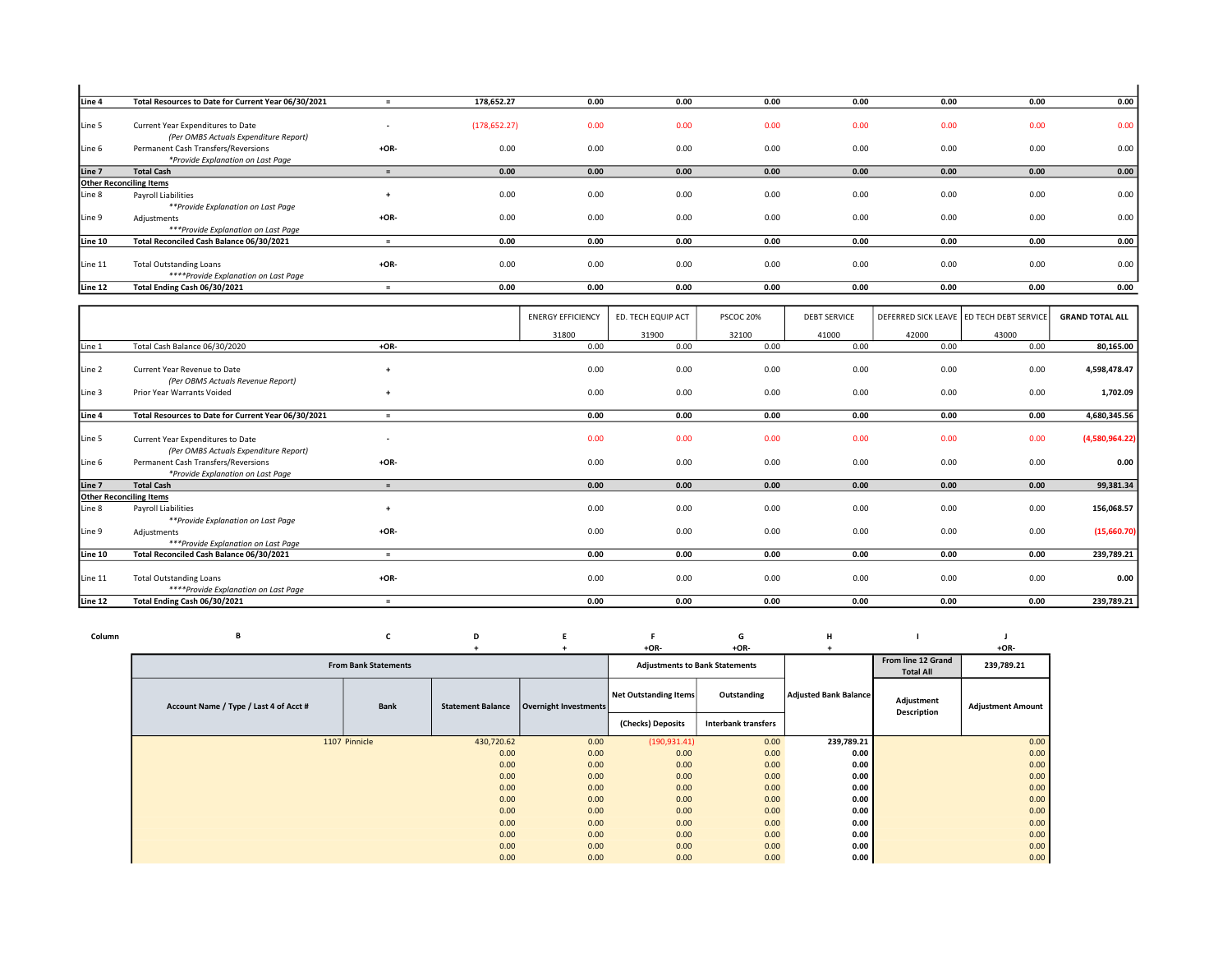| | | | | | | | | | | |
|---|---|---|---|---|---|---|---|---|---|---|
| **Line 4** | **Total Resources to Date for Current Year 06/30/2021** | **=** | **178,652.27** | **0.00** | **0.00** | **0.00** | **0.00** | **0.00** | **0.00** | **0.00** |
| Line 5 | Current Year Expenditures to Date *(Per OMBS Actuals Expenditure Report)* | - | (178,652.27) | 0.00 | 0.00 | 0.00 | 0.00 | 0.00 | 0.00 | 0.00 |
| Line 6 | Permanent Cash Transfers/Reversions *\*Provide Explanation on Last Page* | +OR- | 0.00 | 0.00 | 0.00 | 0.00 | 0.00 | 0.00 | 0.00 | 0.00 |
| **Line 7** | **Total Cash** | **=** | **0.00** | **0.00** | **0.00** | **0.00** | **0.00** | **0.00** | **0.00** | **0.00** |
| **Other Reconciling Items** | | | | | | | | | | |
| Line 8 | Payroll Liabilities *\*\*Provide Explanation on Last Page* | + | 0.00 | 0.00 | 0.00 | 0.00 | 0.00 | 0.00 | 0.00 | 0.00 |
| Line 9 | Adjustments *\*\*\*Provide Explanation on Last Page* | +OR- | 0.00 | 0.00 | 0.00 | 0.00 | 0.00 | 0.00 | 0.00 | 0.00 |
| **Line 10** | **Total Reconciled Cash Balance 06/30/2021** | **=** | **0.00** | **0.00** | **0.00** | **0.00** | **0.00** | **0.00** | **0.00** | **0.00** |
| Line 11 | Total Outstanding Loans *\*\*\*\*Provide Explanation on Last Page* | +OR- | 0.00 | 0.00 | 0.00 | 0.00 | 0.00 | 0.00 | 0.00 | 0.00 |
| **Line 12** | **Total Ending Cash 06/30/2021** | **=** | **0.00** | **0.00** | **0.00** | **0.00** | **0.00** | **0.00** | **0.00** | **0.00** |

| | | | ENERGY EFFICIENCY 31800 | ED. TECH EQUIP ACT 31900 | PSCOC 20% 32100 | DEBT SERVICE 41000 | DEFERRED SICK LEAVE 42000 | ED TECH DEBT SERVICE 43000 | **GRAND TOTAL ALL** |
|---|---|---|---|---|---|---|---|---|---|
| Line 1 | Total Cash Balance 06/30/2020 | +OR- | 0.00 | 0.00 | 0.00 | 0.00 | 0.00 | 0.00 | **80,165.00** |
| Line 2 | Current Year Revenue to Date *(Per OMBS Actuals Revenue Report)* | + | 0.00 | 0.00 | 0.00 | 0.00 | 0.00 | 0.00 | **4,598,478.47** |
| Line 3 | Prior Year Warrants Voided | + | 0.00 | 0.00 | 0.00 | 0.00 | 0.00 | 0.00 | **1,702.09** |
| **Line 4** | **Total Resources to Date for Current Year 06/30/2021** | **=** | **0.00** | **0.00** | **0.00** | **0.00** | **0.00** | **0.00** | **4,680,345.56** |
| Line 5 | Current Year Expenditures to Date *(Per OMBS Actuals Expenditure Report)* | - | 0.00 | 0.00 | 0.00 | 0.00 | 0.00 | 0.00 | **(4,580,964.22)** |
| Line 6 | Permanent Cash Transfers/Reversions *\*Provide Explanation on Last Page* | +OR- | 0.00 | 0.00 | 0.00 | 0.00 | 0.00 | 0.00 | **0.00** |
| **Line 7** | **Total Cash** | **=** | **0.00** | **0.00** | **0.00** | **0.00** | **0.00** | **0.00** | **99,381.34** |
| **Other Reconciling Items** | | | | | | | | | |
| Line 8 | Payroll Liabilities *\*\*Provide Explanation on Last Page* | + | 0.00 | 0.00 | 0.00 | 0.00 | 0.00 | 0.00 | **156,068.57** |
| Line 9 | Adjustments *\*\*\*Provide Explanation on Last Page* | +OR- | 0.00 | 0.00 | 0.00 | 0.00 | 0.00 | 0.00 | **(15,660.70)** |
| **Line 10** | **Total Reconciled Cash Balance 06/30/2021** | **=** | **0.00** | **0.00** | **0.00** | **0.00** | **0.00** | **0.00** | **239,789.21** |
| Line 11 | Total Outstanding Loans *\*\*\*\*Provide Explanation on Last Page* | +OR- | 0.00 | 0.00 | 0.00 | 0.00 | 0.00 | 0.00 | **0.00** |
| **Line 12** | **Total Ending Cash 06/30/2021** | **=** | **0.00** | **0.00** | **0.00** | **0.00** | **0.00** | **0.00** | **239,789.21** |

| Column | B | C | D<br>+ | E<br>+ | F<br>+OR- | G<br>+OR- | H<br>+ | I | J<br>+OR- |
|---|---|---|---|---|---|---|---|---|---|
| | **From Bank Statements** | | | | **Adjustments to Bank Statements** | | | **From line 12 Grand Total All** | **239,789.21** |
| | **Account Name / Type / Last 4 of Acct #** | **Bank** | **Statement Balance** | **Overnight Investments** | **Net Outstanding Items (Checks) Deposits** | **Outstanding Interbank transfers** | **Adjusted Bank Balance** | **Adjustment Description** | **Adjustment Amount** |
| | 1107 | Pinnicle | 430,720.62 | 0.00 | (190,931.41) | 0.00 | **239,789.21** | | 0.00 |
| | | | 0.00 | 0.00 | 0.00 | 0.00 | **0.00** | | 0.00 |
| | | | 0.00 | 0.00 | 0.00 | 0.00 | **0.00** | | 0.00 |
| | | | 0.00 | 0.00 | 0.00 | 0.00 | **0.00** | | 0.00 |
| | | | 0.00 | 0.00 | 0.00 | 0.00 | **0.00** | | 0.00 |
| | | | 0.00 | 0.00 | 0.00 | 0.00 | **0.00** | | 0.00 |
| | | | 0.00 | 0.00 | 0.00 | 0.00 | **0.00** | | 0.00 |
| | | | 0.00 | 0.00 | 0.00 | 0.00 | **0.00** | | 0.00 |
| | | | 0.00 | 0.00 | 0.00 | 0.00 | **0.00** | | 0.00 |
| | | | 0.00 | 0.00 | 0.00 | 0.00 | **0.00** | | 0.00 |
| | | | 0.00 | 0.00 | 0.00 | 0.00 | **0.00** | | 0.00 |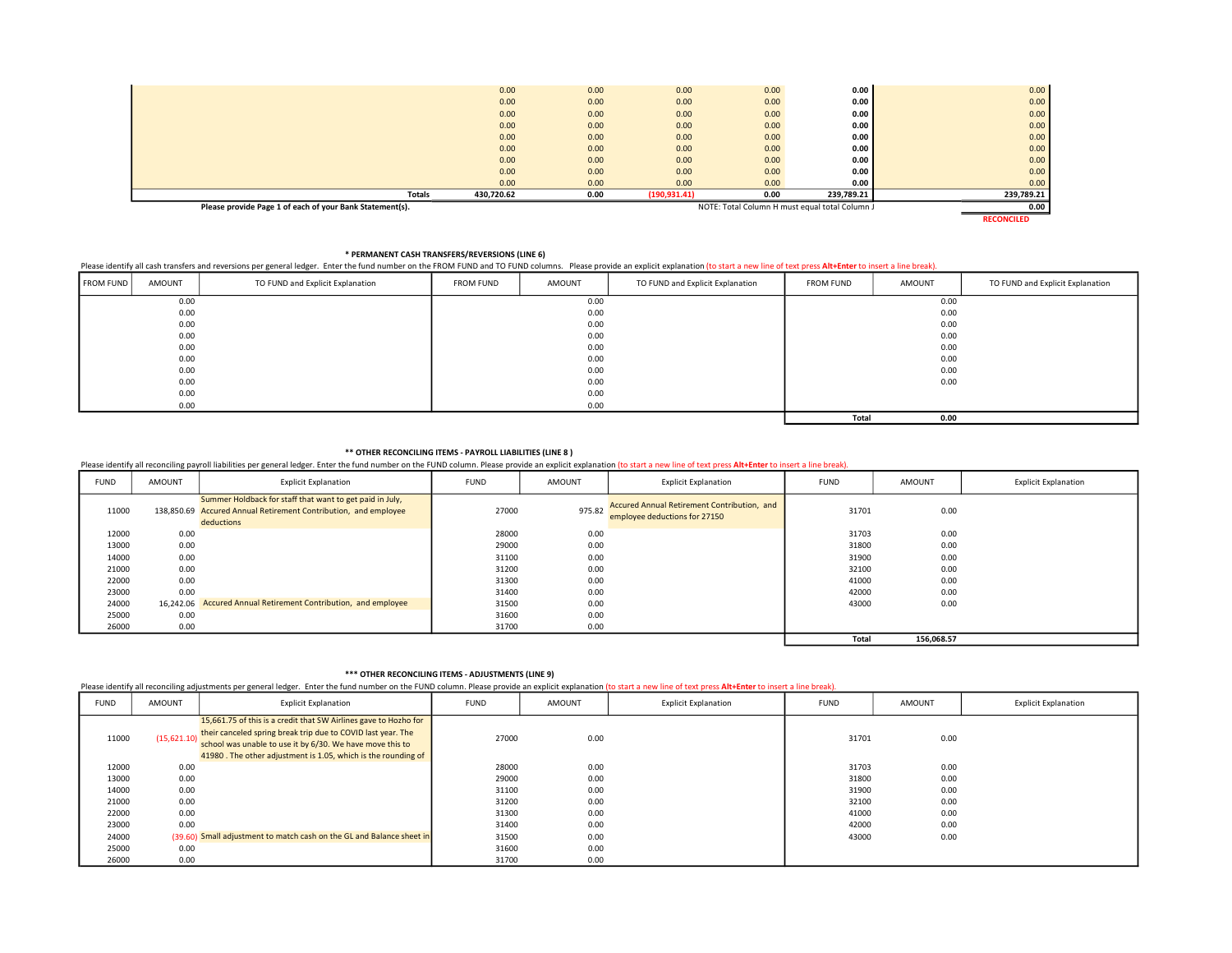| | | | | | | | |
|---|---|---|---|---|---|---|---|
| | 0.00 | 0.00 | 0.00 | 0.00 | **0.00** | | 0.00 |
| | 0.00 | 0.00 | 0.00 | 0.00 | **0.00** | | 0.00 |
| | 0.00 | 0.00 | 0.00 | 0.00 | **0.00** | | 0.00 |
| | 0.00 | 0.00 | 0.00 | 0.00 | **0.00** | | 0.00 |
| | 0.00 | 0.00 | 0.00 | 0.00 | **0.00** | | 0.00 |
| | 0.00 | 0.00 | 0.00 | 0.00 | **0.00** | | 0.00 |
| | 0.00 | 0.00 | 0.00 | 0.00 | **0.00** | | 0.00 |
| | 0.00 | 0.00 | 0.00 | 0.00 | **0.00** | | 0.00 |
| | 0.00 | 0.00 | 0.00 | 0.00 | **0.00** | | 0.00 |
| **Totals** | **430,720.62** | **0.00** | **(190,931.41)** | **0.00** | **239,789.21** | | **239,789.21** |
| **Please provide Page 1 of each of your Bank Statement(s).** | | | | | NOTE: Total Column H must equal total Column J | | **0.00** |
| | | | | | | | **RECONCILED** |

**\* PERMANENT CASH TRANSFERS/REVERSIONS (LINE 6)**

Please identify all cash transfers and reversions per general ledger. Enter the fund number on the FROM FUND and TO FUND columns. Please provide an explicit explanation (to start a new line of text press **Alt+Enter** to insert a line break).

| FROM FUND | AMOUNT | TO FUND and Explicit Explanation | FROM FUND | AMOUNT | TO FUND and Explicit Explanation | FROM FUND | AMOUNT | TO FUND and Explicit Explanation |
|---|---|---|---|---|---|---|---|---|
| | 0.00 | | | 0.00 | | | 0.00 | |
| | 0.00 | | | 0.00 | | | 0.00 | |
| | 0.00 | | | 0.00 | | | 0.00 | |
| | 0.00 | | | 0.00 | | | 0.00 | |
| | 0.00 | | | 0.00 | | | 0.00 | |
| | 0.00 | | | 0.00 | | | 0.00 | |
| | 0.00 | | | 0.00 | | | 0.00 | |
| | 0.00 | | | 0.00 | | | 0.00 | |
| | 0.00 | | | 0.00 | | | | |
| | 0.00 | | | 0.00 | | | | |
| | | | | | | **Total** | **0.00** | |

**\*\* OTHER RECONCILING ITEMS - PAYROLL LIABILITIES (LINE 8 )**

Please identify all reconciling payroll liabilities per general ledger. Enter the fund number on the FUND column. Please provide an explicit explanation (to start a new line of text press **Alt+Enter** to insert a line break).

| FUND | AMOUNT | Explicit Explanation | FUND | AMOUNT | Explicit Explanation | FUND | AMOUNT | Explicit Explanation |
|---|---|---|---|---|---|---|---|---|
| 11000 | 138,850.69 | Summer Holdback for staff that want to get paid in July, Accured Annual Retirement Contribution, and employee deductions | 27000 | 975.82 | Accured Annual Retirement Contribution, and employee deductions for 27150 | 31701 | 0.00 | |
| 12000 | 0.00 | | 28000 | 0.00 | | 31703 | 0.00 | |
| 13000 | 0.00 | | 29000 | 0.00 | | 31800 | 0.00 | |
| 14000 | 0.00 | | 31100 | 0.00 | | 31900 | 0.00 | |
| 21000 | 0.00 | | 31200 | 0.00 | | 32100 | 0.00 | |
| 22000 | 0.00 | | 31300 | 0.00 | | 41000 | 0.00 | |
| 23000 | 0.00 | | 31400 | 0.00 | | 42000 | 0.00 | |
| 24000 | 16,242.06 | Accured Annual Retirement Contribution, and employee | 31500 | 0.00 | | 43000 | 0.00 | |
| 25000 | 0.00 | | 31600 | 0.00 | | | | |
| 26000 | 0.00 | | 31700 | 0.00 | | | | |
| | | | | | | **Total** | **156,068.57** | |

**\*\*\* OTHER RECONCILING ITEMS - ADJUSTMENTS (LINE 9)**

Please identify all reconciling adjustments per general ledger. Enter the fund number on the FUND column. Please provide an explicit explanation (to start a new line of text press **Alt+Enter** to insert a line break).

| FUND | AMOUNT | Explicit Explanation | FUND | AMOUNT | Explicit Explanation | FUND | AMOUNT | Explicit Explanation |
|---|---|---|---|---|---|---|---|---|
| 11000 | (15,621.10) | 15,661.75 of this is a credit that SW Airlines gave to Hozho for their canceled spring break trip due to COVID last year. The school was unable to use it by 6/30. We have move this to 41980 . The other adjustment is 1.05, which is the rounding of | 27000 | 0.00 | | 31701 | 0.00 | |
| 12000 | 0.00 | | 28000 | 0.00 | | 31703 | 0.00 | |
| 13000 | 0.00 | | 29000 | 0.00 | | 31800 | 0.00 | |
| 14000 | 0.00 | | 31100 | 0.00 | | 31900 | 0.00 | |
| 21000 | 0.00 | | 31200 | 0.00 | | 32100 | 0.00 | |
| 22000 | 0.00 | | 31300 | 0.00 | | 41000 | 0.00 | |
| 23000 | 0.00 | | 31400 | 0.00 | | 42000 | 0.00 | |
| 24000 | (39.60) | Small adjustment to match cash on the GL and Balance sheet in | 31500 | 0.00 | | 43000 | 0.00 | |
| 25000 | 0.00 | | 31600 | 0.00 | | | | |
| 26000 | 0.00 | | 31700 | 0.00 | | | | |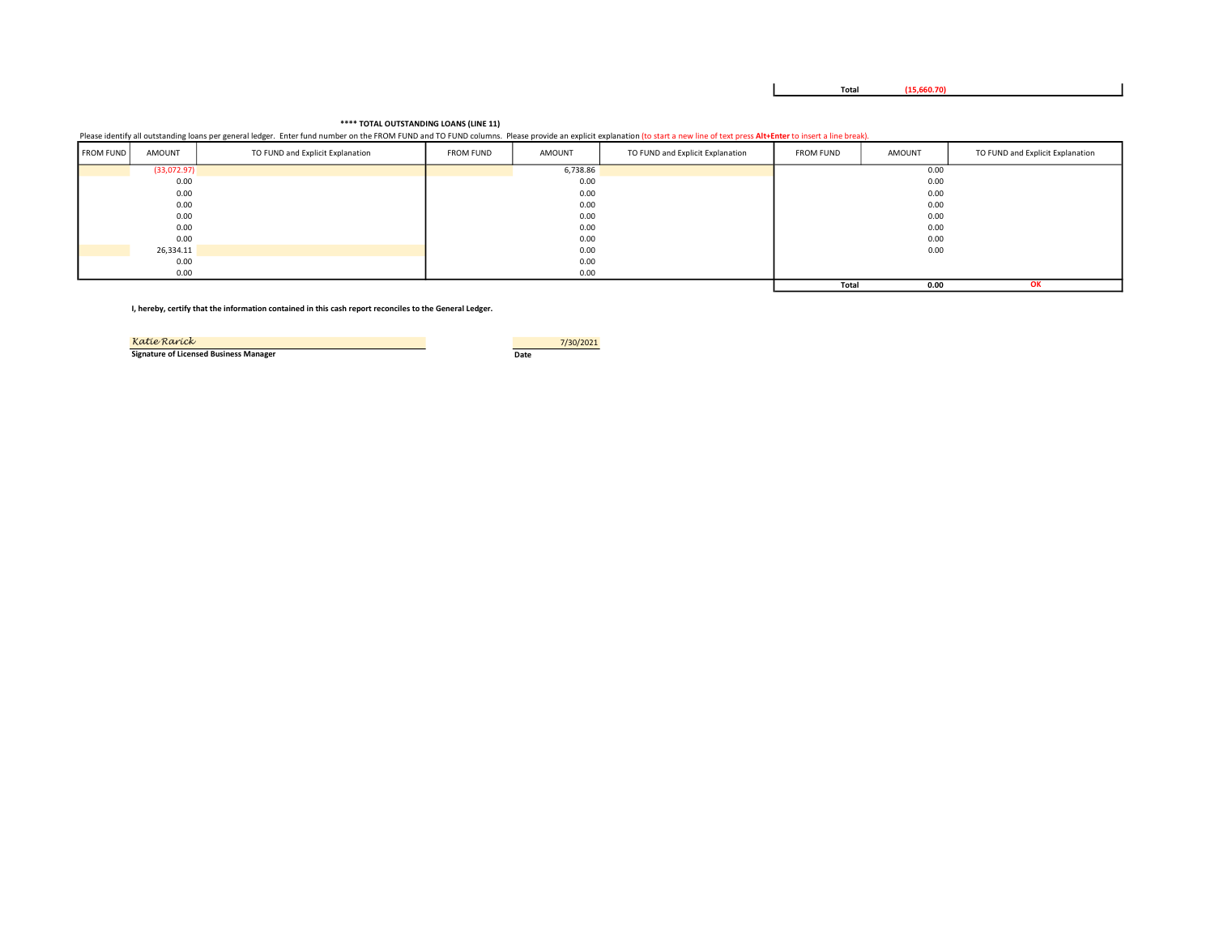| | |
|---|---|
| Total | (15,660.70) |

**\*\*\*\* TOTAL OUTSTANDING LOANS (LINE 11)**

Please identify all outstanding loans per general ledger. Enter fund number on the FROM FUND and TO FUND columns. Please provide an explicit explanation (to start a new line of text press **Alt+Enter** to insert a line break).

| FROM FUND | AMOUNT | TO FUND and Explicit Explanation | FROM FUND | AMOUNT | TO FUND and Explicit Explanation | FROM FUND | AMOUNT | TO FUND and Explicit Explanation |
|---|---|---|---|---|---|---|---|---|
| | (33,072.97) | | | 6,738.86 | | | 0.00 | |
| | 0.00 | | | 0.00 | | | 0.00 | |
| | 0.00 | | | 0.00 | | | 0.00 | |
| | 0.00 | | | 0.00 | | | 0.00 | |
| | 0.00 | | | 0.00 | | | 0.00 | |
| | 0.00 | | | 0.00 | | | 0.00 | |
| | 0.00 | | | 0.00 | | | 0.00 | |
| | 26,334.11 | | | 0.00 | | | 0.00 | |
| | 0.00 | | | 0.00 | | | | |
| | 0.00 | | | 0.00 | | | | |
| | | | | | | Total | 0.00 | OK |

**I, hereby, certify that the information contained in this cash report reconciles to the General Ledger.**

*Katie Rarick*
**Signature of Licensed Business Manager**

7/30/2021
**Date**